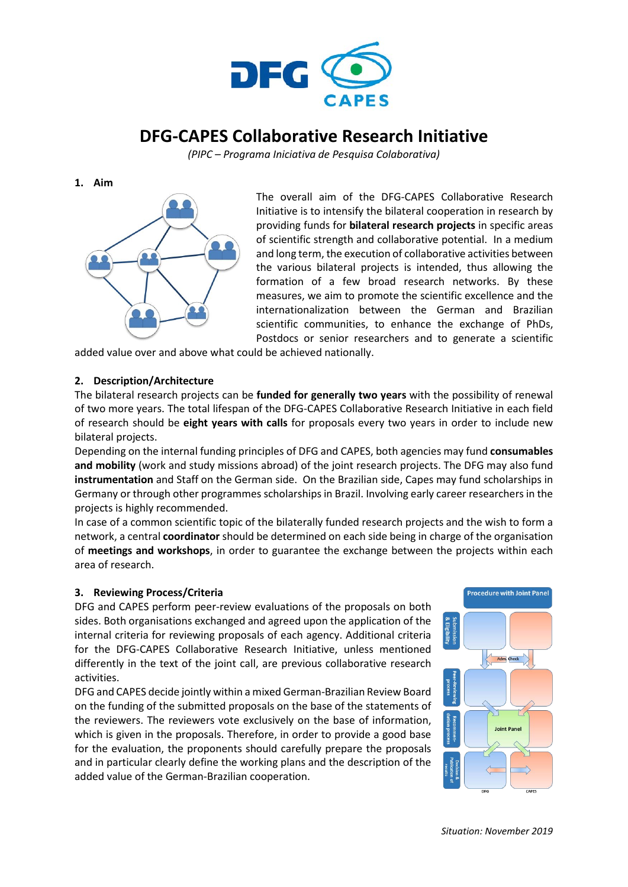// DFG CAPES

# DFG-CAPES Collaborative Research Initiative

*(PIPC – Programa Iniciativa de Pesquisa Colaborativa)*

## 1. Aim

The overall aim of the DFG-CAPES Collaborative Research Initiative is to intensify the bilateral cooperation in research by providing funds for **bilateral research projects** in specific areas of scientific strength and collaborative potential. In a medium and long term, the execution of collaborative activities between the various bilateral projects is intended, thus allowing the formation of a few broad research networks. By these measures, we aim to promote the scientific excellence and the internationalization between the German and Brazilian scientific communities, to enhance the exchange of PhDs, Postdocs or senior researchers and to generate a scientific added value over and above what could be achieved nationally.

## 2. Description/Architecture

The bilateral research projects can be **funded for generally two years** with the possibility of renewal of two more years. The total lifespan of the DFG-CAPES Collaborative Research Initiative in each field of research should be **eight years with calls** for proposals every two years in order to include new bilateral projects.

Depending on the internal funding principles of DFG and CAPES, both agencies may fund **consumables and mobility** (work and study missions abroad) of the joint research projects. The DFG may also fund **instrumentation** and Staff on the German side. On the Brazilian side, Capes may fund scholarships in Germany or through other programmes scholarships in Brazil. Involving early career researchers in the projects is highly recommended.

In case of a common scientific topic of the bilaterally funded research projects and the wish to form a network, a central **coordinator** should be determined on each side being in charge of the organisation of **meetings and workshops**, in order to guarantee the exchange between the projects within each area of research.

## 3. Reviewing Process/Criteria

DFG and CAPES perform peer-review evaluations of the proposals on both sides. Both organisations exchanged and agreed upon the application of the internal criteria for reviewing proposals of each agency. Additional criteria for the DFG-CAPES Collaborative Research Initiative, unless mentioned differently in the text of the joint call, are previous collaborative research activities.

DFG and CAPES decide jointly within a mixed German-Brazilian Review Board on the funding of the submitted proposals on the base of the statements of the reviewers. The reviewers vote exclusively on the base of information, which is given in the proposals. Therefore, in order to provide a good base for the evaluation, the proponents should carefully prepare the proposals and in particular clearly define the working plans and the description of the added value of the German-Brazilian cooperation.

*Situation: November 2019*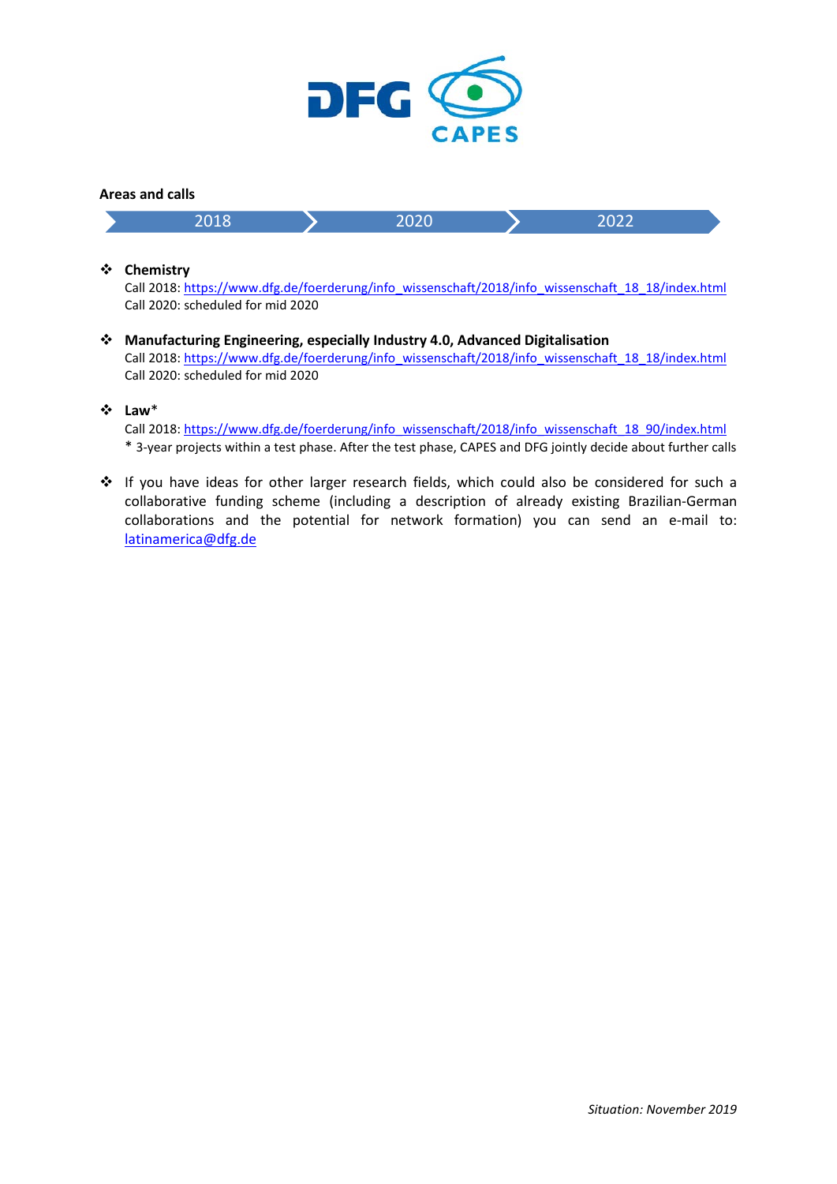**Areas and calls**

2018 → 2020 → 2022

- **Chemistry**
  Call 2018: https://www.dfg.de/foerderung/info_wissenschaft/2018/info_wissenschaft_18_18/index.html
  Call 2020: scheduled for mid 2020

- **Manufacturing Engineering, especially Industry 4.0, Advanced Digitalisation**
  Call 2018: https://www.dfg.de/foerderung/info_wissenschaft/2018/info_wissenschaft_18_18/index.html
  Call 2020: scheduled for mid 2020

- **Law***
  Call 2018: https://www.dfg.de/foerderung/info_wissenschaft/2018/info_wissenschaft_18_90/index.html
  * 3-year projects within a test phase. After the test phase, CAPES and DFG jointly decide about further calls

- If you have ideas for other larger research fields, which could also be considered for such a collaborative funding scheme (including a description of already existing Brazilian-German collaborations and the potential for network formation) you can send an e-mail to: latinamerica@dfg.de

*Situation: November 2019*